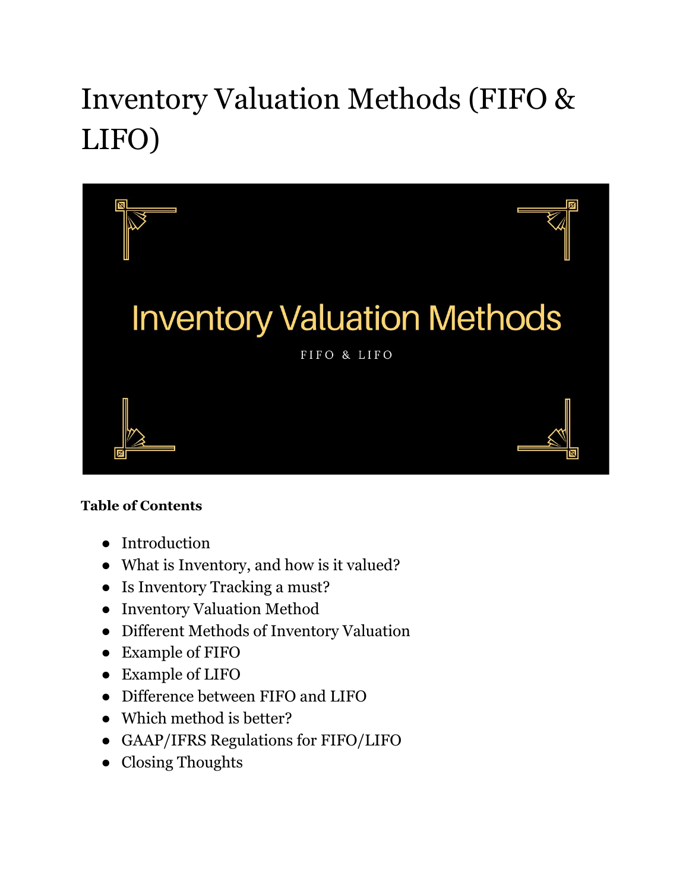# Inventory Valuation Methods (FIFO & LIFO)

**Table of Contents**

- Introduction
- What is Inventory, and how is it valued?
- Is Inventory Tracking a must?
- Inventory Valuation Method
- Different Methods of Inventory Valuation
- Example of FIFO
- Example of LIFO
- Difference between FIFO and LIFO
- Which method is better?
- GAAP/IFRS Regulations for FIFO/LIFO
- Closing Thoughts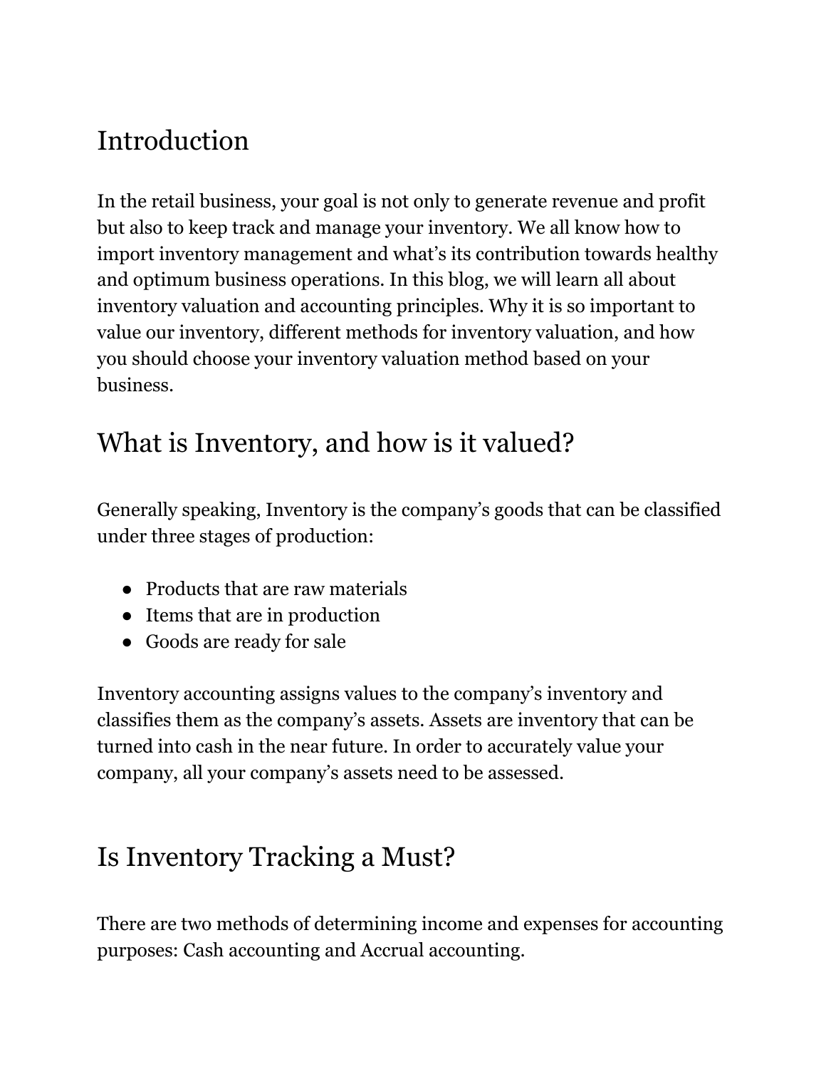## Introduction

In the retail business, your goal is not only to generate revenue and profit but also to keep track and manage your inventory. We all know how to import inventory management and what's its contribution towards healthy and optimum business operations. In this blog, we will learn all about inventory valuation and accounting principles. Why it is so important to value our inventory, different methods for inventory valuation, and how you should choose your inventory valuation method based on your business.

## What is Inventory, and how is it valued?

Generally speaking, Inventory is the company's goods that can be classified under three stages of production:

- Products that are raw materials
- Items that are in production
- Goods are ready for sale

Inventory accounting assigns values to the company's inventory and classifies them as the company's assets. Assets are inventory that can be turned into cash in the near future. In order to accurately value your company, all your company's assets need to be assessed.

## Is Inventory Tracking a Must?

There are two methods of determining income and expenses for accounting purposes: Cash accounting and Accrual accounting.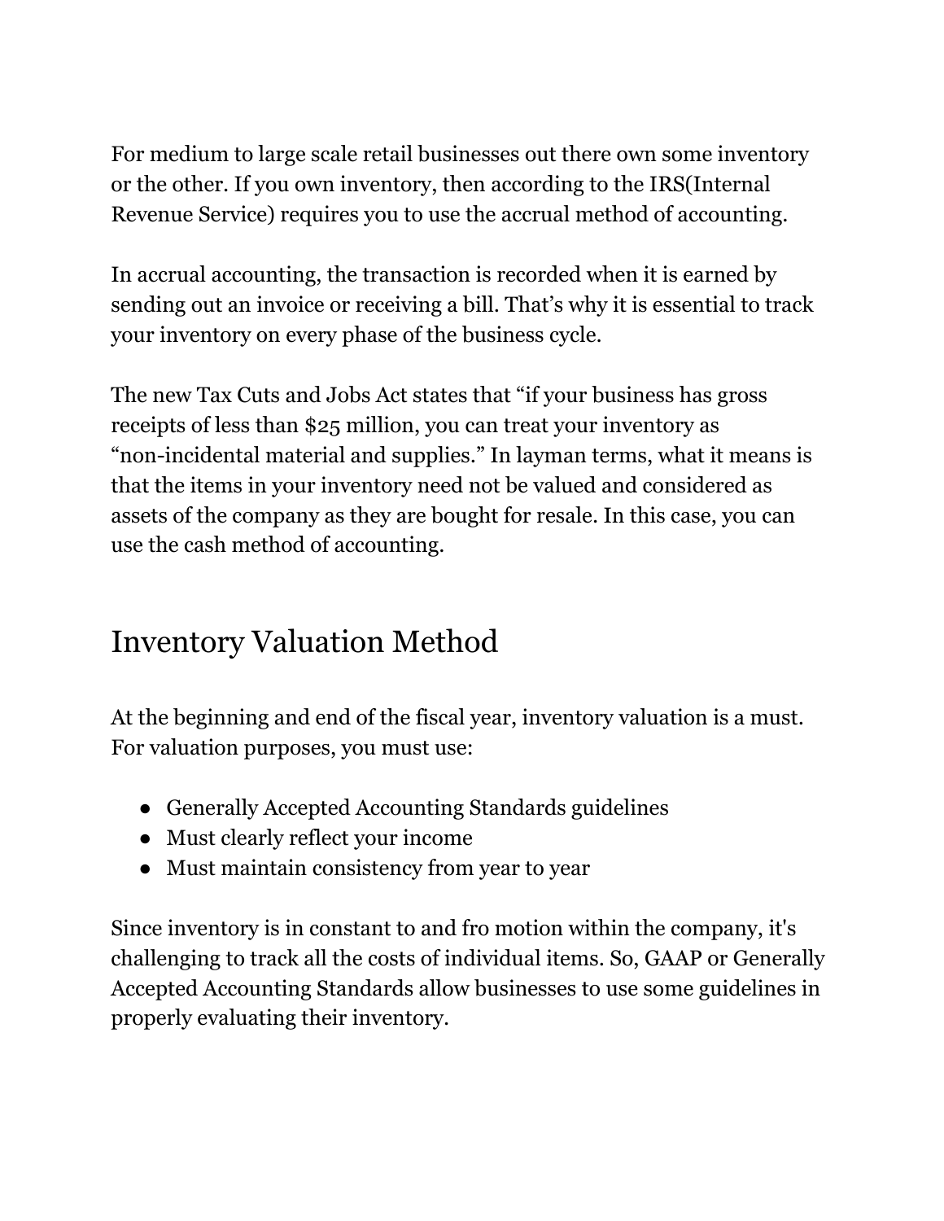For medium to large scale retail businesses out there own some inventory or the other. If you own inventory, then according to the IRS(Internal Revenue Service) requires you to use the accrual method of accounting.

In accrual accounting, the transaction is recorded when it is earned by sending out an invoice or receiving a bill. That's why it is essential to track your inventory on every phase of the business cycle.

The new Tax Cuts and Jobs Act states that "if your business has gross receipts of less than $25 million, you can treat your inventory as "non-incidental material and supplies." In layman terms, what it means is that the items in your inventory need not be valued and considered as assets of the company as they are bought for resale. In this case, you can use the cash method of accounting.

## Inventory Valuation Method

At the beginning and end of the fiscal year, inventory valuation is a must. For valuation purposes, you must use:

- Generally Accepted Accounting Standards guidelines
- Must clearly reflect your income
- Must maintain consistency from year to year

Since inventory is in constant to and fro motion within the company, it's challenging to track all the costs of individual items. So, GAAP or Generally Accepted Accounting Standards allow businesses to use some guidelines in properly evaluating their inventory.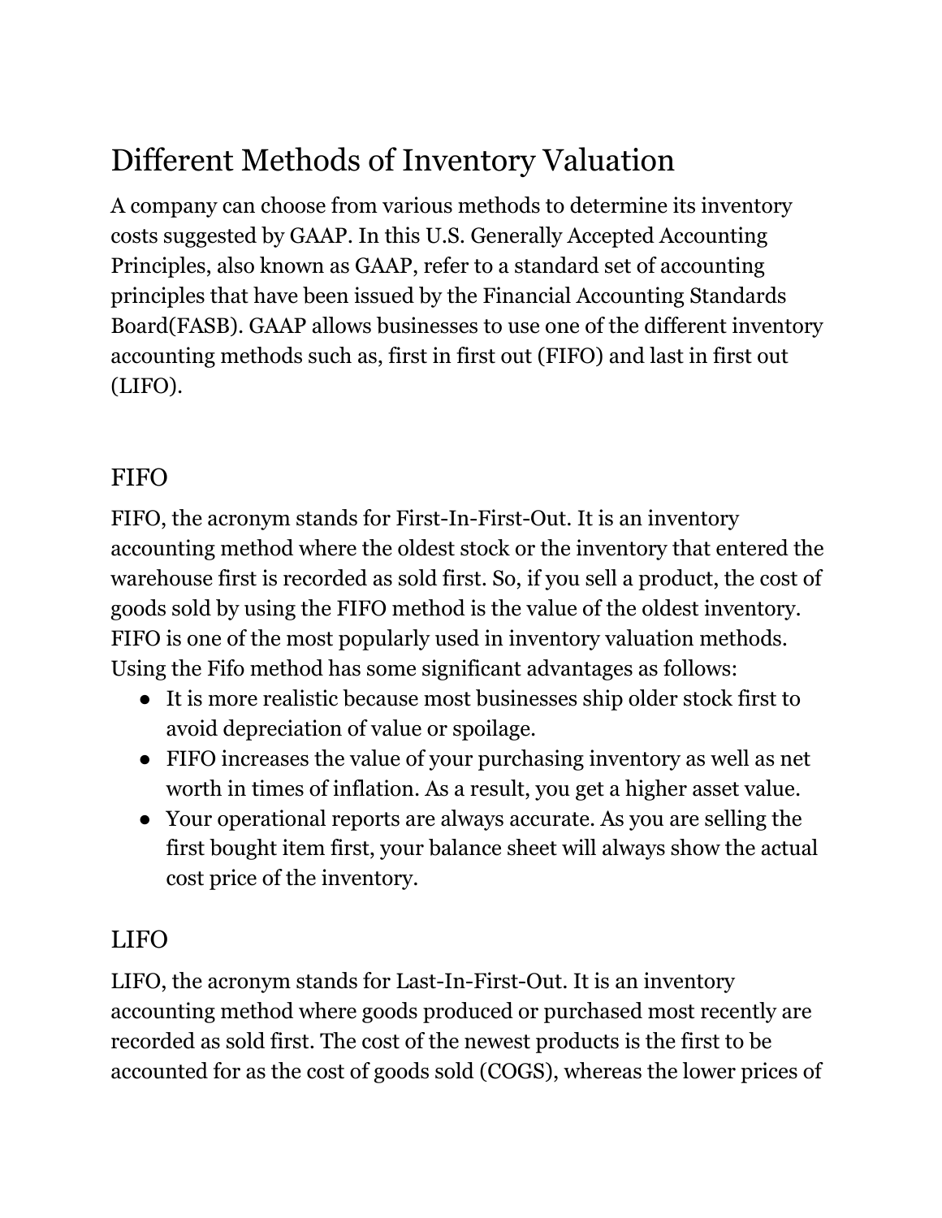# Different Methods of Inventory Valuation

A company can choose from various methods to determine its inventory costs suggested by GAAP. In this U.S. Generally Accepted Accounting Principles, also known as GAAP, refer to a standard set of accounting principles that have been issued by the Financial Accounting Standards Board(FASB). GAAP allows businesses to use one of the different inventory accounting methods such as, first in first out (FIFO) and last in first out (LIFO).

## FIFO

FIFO, the acronym stands for First-In-First-Out. It is an inventory accounting method where the oldest stock or the inventory that entered the warehouse first is recorded as sold first. So, if you sell a product, the cost of goods sold by using the FIFO method is the value of the oldest inventory. FIFO is one of the most popularly used in inventory valuation methods. Using the Fifo method has some significant advantages as follows:

- It is more realistic because most businesses ship older stock first to avoid depreciation of value or spoilage.
- FIFO increases the value of your purchasing inventory as well as net worth in times of inflation. As a result, you get a higher asset value.
- Your operational reports are always accurate. As you are selling the first bought item first, your balance sheet will always show the actual cost price of the inventory.

## LIFO

LIFO, the acronym stands for Last-In-First-Out. It is an inventory accounting method where goods produced or purchased most recently are recorded as sold first. The cost of the newest products is the first to be accounted for as the cost of goods sold (COGS), whereas the lower prices of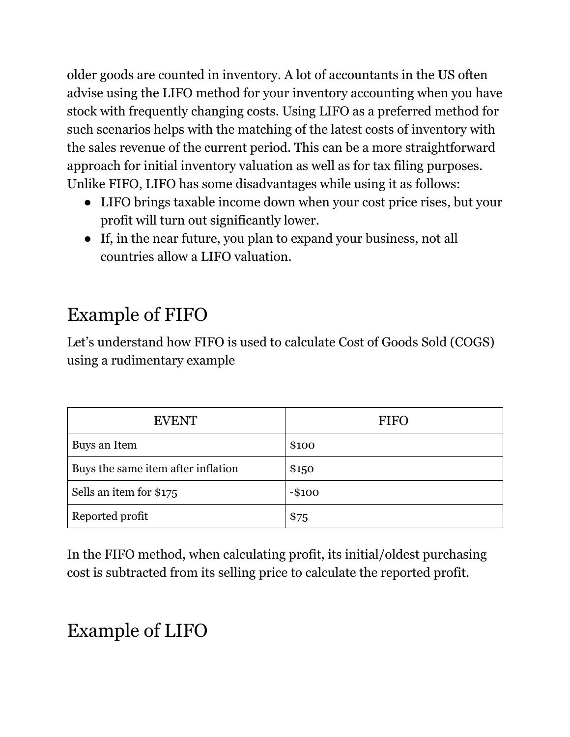older goods are counted in inventory. A lot of accountants in the US often advise using the LIFO method for your inventory accounting when you have stock with frequently changing costs. Using LIFO as a preferred method for such scenarios helps with the matching of the latest costs of inventory with the sales revenue of the current period. This can be a more straightforward approach for initial inventory valuation as well as for tax filing purposes. Unlike FIFO, LIFO has some disadvantages while using it as follows:

- LIFO brings taxable income down when your cost price rises, but your profit will turn out significantly lower.
- If, in the near future, you plan to expand your business, not all countries allow a LIFO valuation.

## Example of FIFO

Let's understand how FIFO is used to calculate Cost of Goods Sold (COGS) using a rudimentary example

| EVENT | FIFO |
| --- | --- |
| Buys an Item | $100 |
| Buys the same item after inflation | $150 |
| Sells an item for $175 | -$100 |
| Reported profit | $75 |

In the FIFO method, when calculating profit, its initial/oldest purchasing cost is subtracted from its selling price to calculate the reported profit.

## Example of LIFO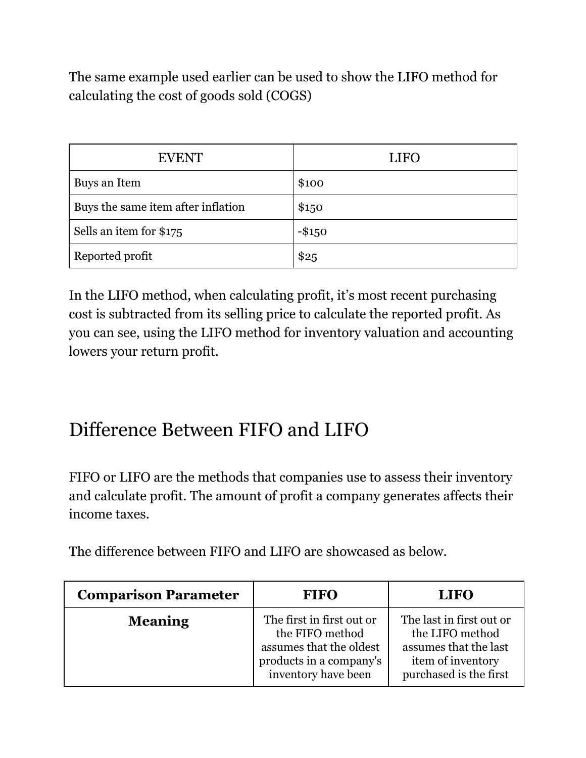The same example used earlier can be used to show the LIFO method for calculating the cost of goods sold (COGS)

| EVENT | LIFO |
| --- | --- |
| Buys an Item | $100 |
| Buys the same item after inflation | $150 |
| Sells an item for $175 | -$150 |
| Reported profit | $25 |

In the LIFO method, when calculating profit, it's most recent purchasing cost is subtracted from its selling price to calculate the reported profit. As you can see, using the LIFO method for inventory valuation and accounting lowers your return profit.

## Difference Between FIFO and LIFO

FIFO or LIFO are the methods that companies use to assess their inventory and calculate profit. The amount of profit a company generates affects their income taxes.

The difference between FIFO and LIFO are showcased as below.

| Comparison Parameter | FIFO | LIFO |
| --- | --- | --- |
| **Meaning** | The first in first out or the FIFO method assumes that the oldest products in a company's inventory have been | The last in first out or the LIFO method assumes that the last item of inventory purchased is the first |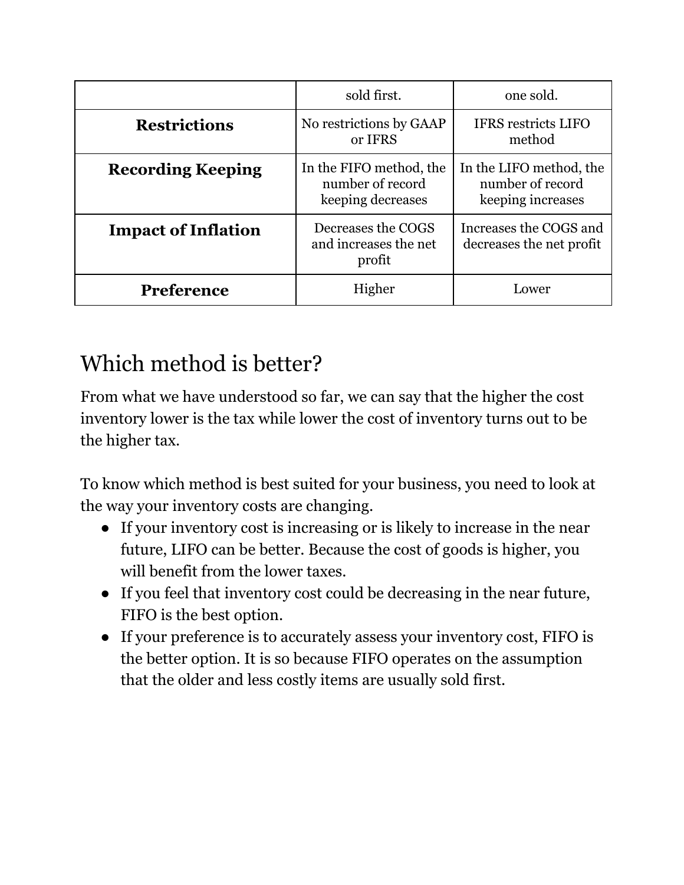| | | |
|---|---|---|
| | sold first. | one sold. |
| **Restrictions** | No restrictions by GAAP or IFRS | IFRS restricts LIFO method |
| **Recording Keeping** | In the FIFO method, the number of record keeping decreases | In the LIFO method, the number of record keeping increases |
| **Impact of Inflation** | Decreases the COGS and increases the net profit | Increases the COGS and decreases the net profit |
| **Preference** | Higher | Lower |

## Which method is better?

From what we have understood so far, we can say that the higher the cost inventory lower is the tax while lower the cost of inventory turns out to be the higher tax.

To know which method is best suited for your business, you need to look at the way your inventory costs are changing.

- If your inventory cost is increasing or is likely to increase in the near future, LIFO can be better. Because the cost of goods is higher, you will benefit from the lower taxes.
- If you feel that inventory cost could be decreasing in the near future, FIFO is the best option.
- If your preference is to accurately assess your inventory cost, FIFO is the better option. It is so because FIFO operates on the assumption that the older and less costly items are usually sold first.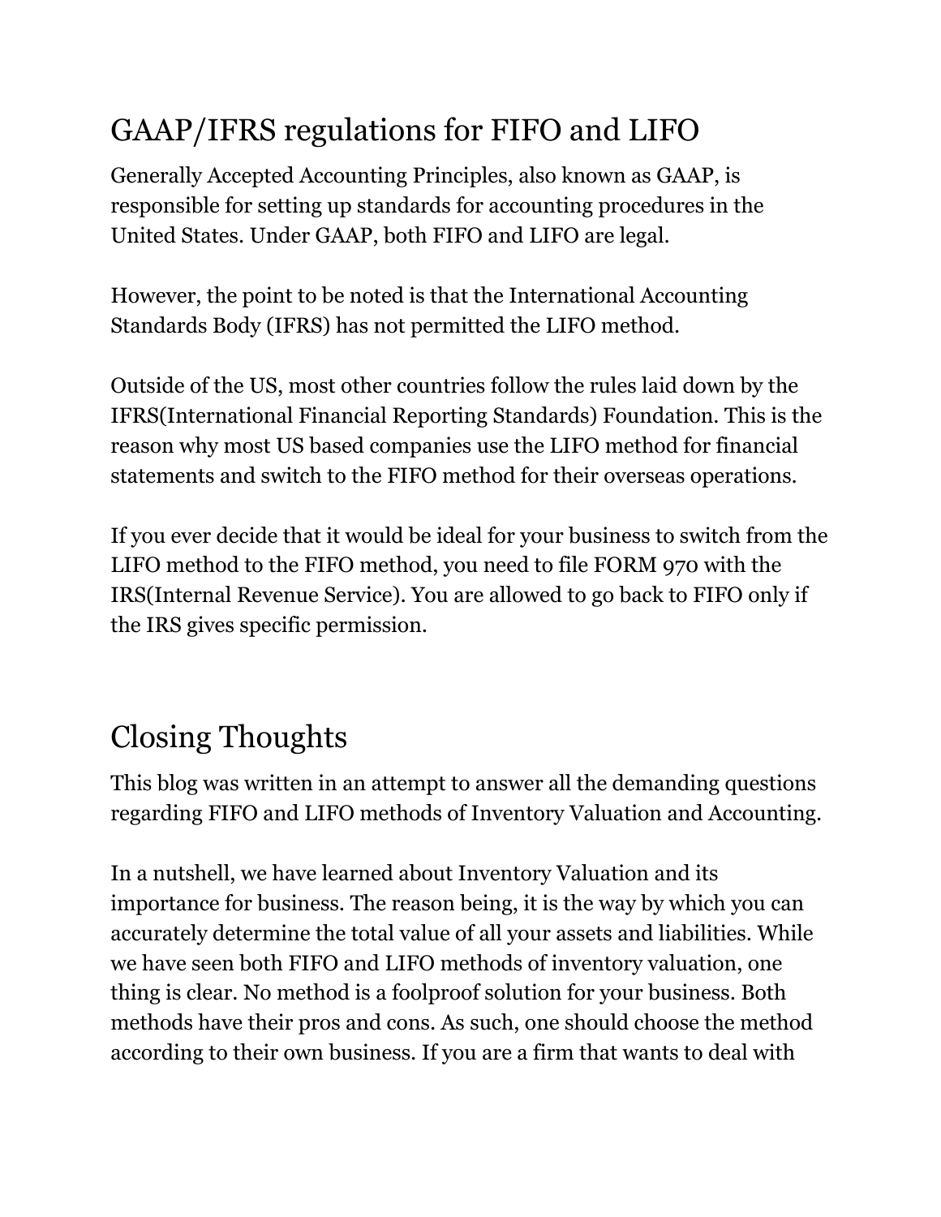## GAAP/IFRS regulations for FIFO and LIFO

Generally Accepted Accounting Principles, also known as GAAP, is responsible for setting up standards for accounting procedures in the United States. Under GAAP, both FIFO and LIFO are legal.

However, the point to be noted is that the International Accounting Standards Body (IFRS) has not permitted the LIFO method.

Outside of the US, most other countries follow the rules laid down by the IFRS(International Financial Reporting Standards) Foundation. This is the reason why most US based companies use the LIFO method for financial statements and switch to the FIFO method for their overseas operations.

If you ever decide that it would be ideal for your business to switch from the LIFO method to the FIFO method, you need to file FORM 970 with the IRS(Internal Revenue Service). You are allowed to go back to FIFO only if the IRS gives specific permission.

## Closing Thoughts

This blog was written in an attempt to answer all the demanding questions regarding FIFO and LIFO methods of Inventory Valuation and Accounting.

In a nutshell, we have learned about Inventory Valuation and its importance for business. The reason being, it is the way by which you can accurately determine the total value of all your assets and liabilities. While we have seen both FIFO and LIFO methods of inventory valuation, one thing is clear. No method is a foolproof solution for your business. Both methods have their pros and cons. As such, one should choose the method according to their own business. If you are a firm that wants to deal with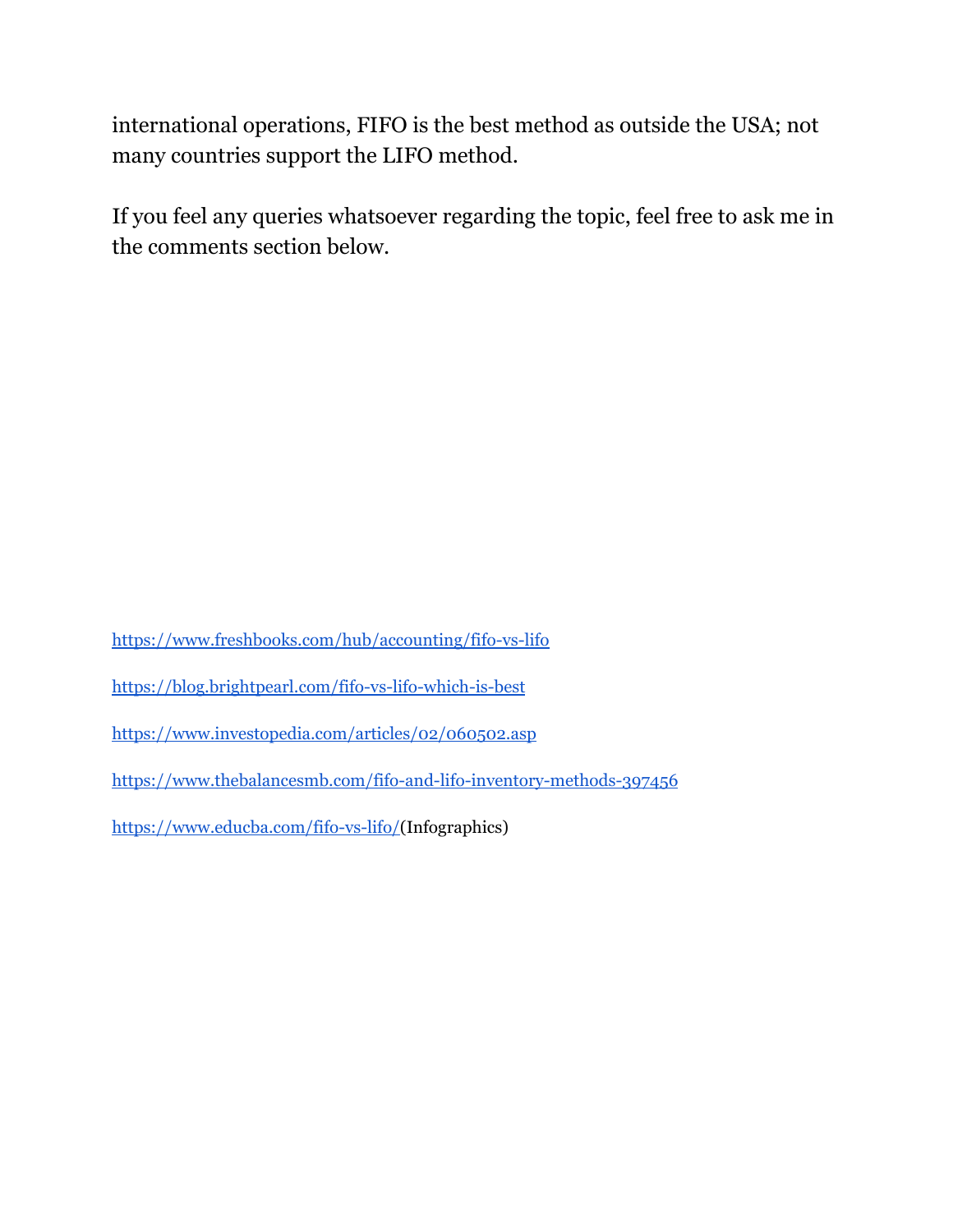international operations, FIFO is the best method as outside the USA; not many countries support the LIFO method.

If you feel any queries whatsoever regarding the topic, feel free to ask me in the comments section below.

https://www.freshbooks.com/hub/accounting/fifo-vs-lifo

https://blog.brightpearl.com/fifo-vs-lifo-which-is-best

https://www.investopedia.com/articles/02/060502.asp

https://www.thebalancesmb.com/fifo-and-lifo-inventory-methods-397456

https://www.educba.com/fifo-vs-lifo/(Infographics)